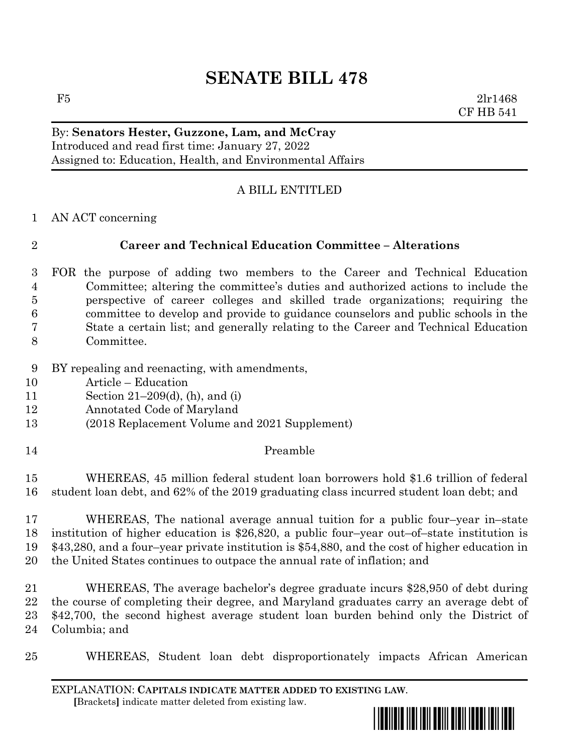# SENATE BILL 478

F5 2lr1468
CF HB 541

By: **Senators Hester, Guzzone, Lam, and McCray**
Introduced and read first time: January 27, 2022
Assigned to: Education, Health, and Environmental Affairs

A BILL ENTITLED

AN ACT concerning

**Career and Technical Education Committee – Alterations**

FOR the purpose of adding two members to the Career and Technical Education Committee; altering the committee's duties and authorized actions to include the perspective of career colleges and skilled trade organizations; requiring the committee to develop and provide to guidance counselors and public schools in the State a certain list; and generally relating to the Career and Technical Education Committee.

BY repealing and reenacting, with amendments,
Article – Education
Section 21–209(d), (h), and (i)
Annotated Code of Maryland
(2018 Replacement Volume and 2021 Supplement)

Preamble

WHEREAS, 45 million federal student loan borrowers hold $1.6 trillion of federal student loan debt, and 62% of the 2019 graduating class incurred student loan debt; and

WHEREAS, The national average annual tuition for a public four–year in–state institution of higher education is $26,820, a public four–year out–of–state institution is $43,280, and a four–year private institution is $54,880, and the cost of higher education in the United States continues to outpace the annual rate of inflation; and

WHEREAS, The average bachelor's degree graduate incurs $28,950 of debt during the course of completing their degree, and Maryland graduates carry an average debt of $42,700, the second highest average student loan burden behind only the District of Columbia; and

WHEREAS, Student loan debt disproportionately impacts African American

EXPLANATION: **CAPITALS INDICATE MATTER ADDED TO EXISTING LAW**.
**[**Brackets**]** indicate matter deleted from existing law.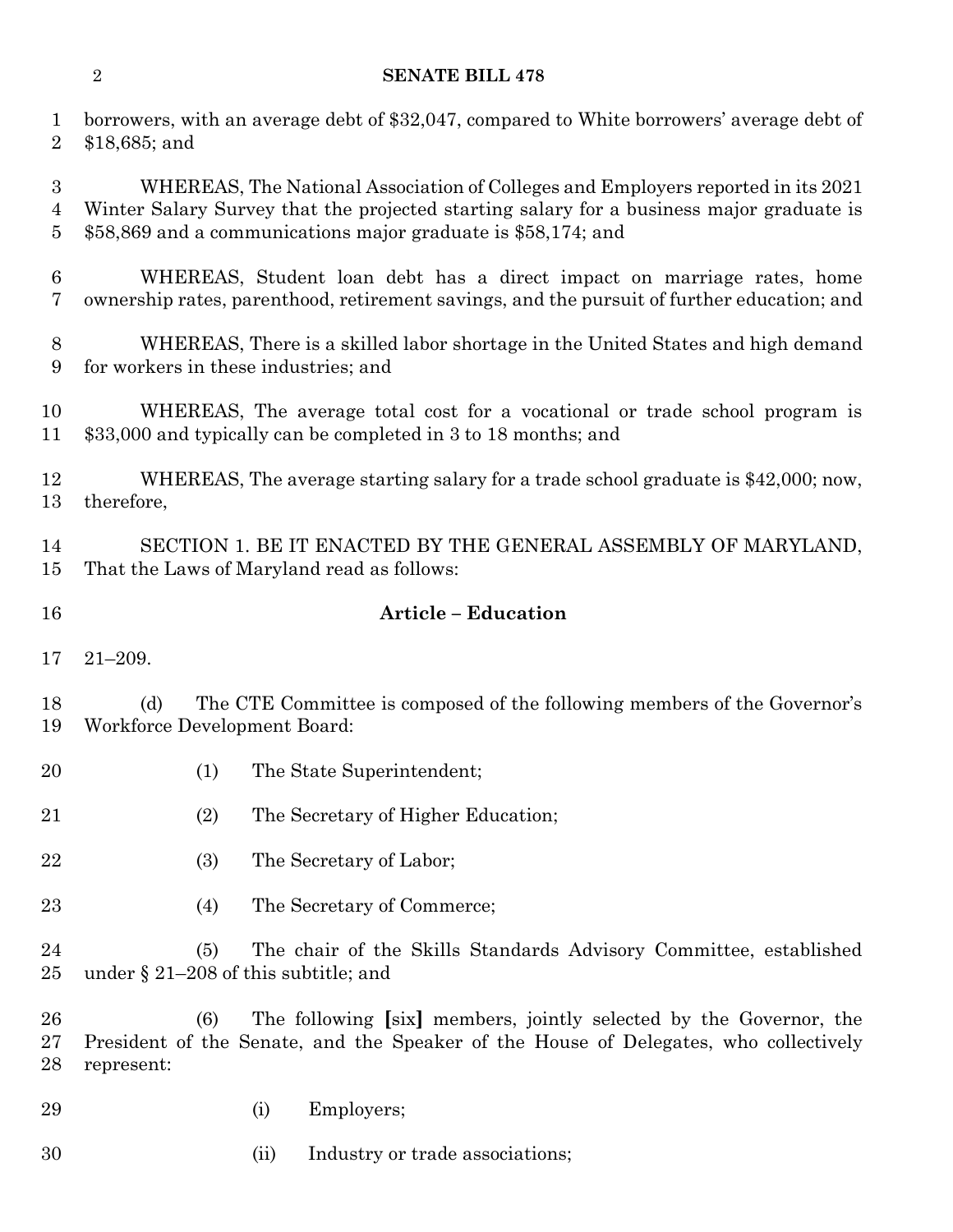borrowers, with an average debt of $32,047, compared to White borrowers' average debt of $18,685; and

WHEREAS, The National Association of Colleges and Employers reported in its 2021 Winter Salary Survey that the projected starting salary for a business major graduate is $58,869 and a communications major graduate is $58,174; and

WHEREAS, Student loan debt has a direct impact on marriage rates, home ownership rates, parenthood, retirement savings, and the pursuit of further education; and

WHEREAS, There is a skilled labor shortage in the United States and high demand for workers in these industries; and

WHEREAS, The average total cost for a vocational or trade school program is $33,000 and typically can be completed in 3 to 18 months; and

WHEREAS, The average starting salary for a trade school graduate is $42,000; now, therefore,

SECTION 1. BE IT ENACTED BY THE GENERAL ASSEMBLY OF MARYLAND, That the Laws of Maryland read as follows:

**Article – Education**

21–209.

(d) The CTE Committee is composed of the following members of the Governor's Workforce Development Board:

(1) The State Superintendent;

(2) The Secretary of Higher Education;

(3) The Secretary of Labor;

(4) The Secretary of Commerce;

(5) The chair of the Skills Standards Advisory Committee, established under § 21–208 of this subtitle; and

(6) The following **[**six**]** members, jointly selected by the Governor, the President of the Senate, and the Speaker of the House of Delegates, who collectively represent:

(i) Employers;

(ii) Industry or trade associations;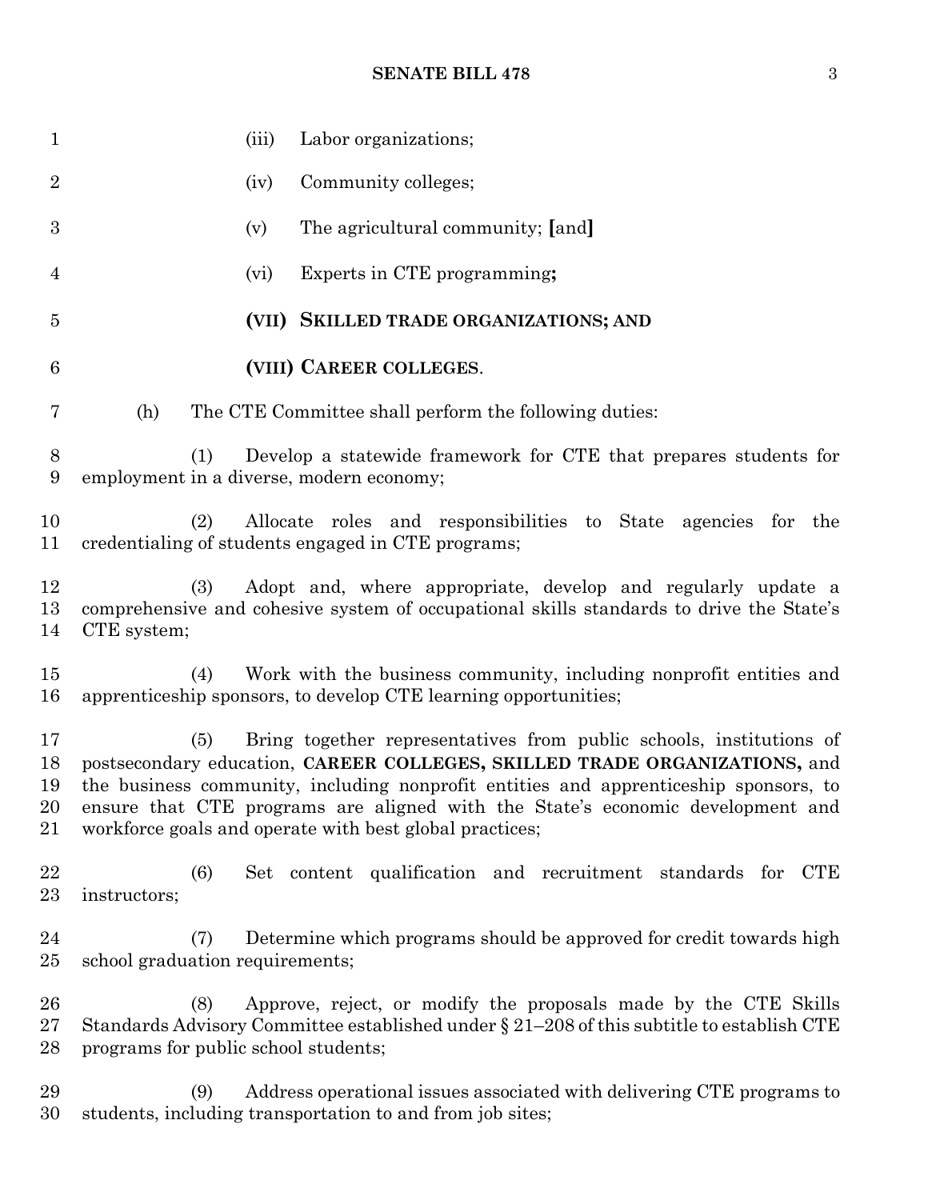(iii) Labor organizations;

(iv) Community colleges;

(v) The agricultural community; **[**and**]**

(vi) Experts in CTE programming**;**

**(VII) SKILLED TRADE ORGANIZATIONS; AND**

**(VIII) CAREER COLLEGES**.

(h) The CTE Committee shall perform the following duties:

(1) Develop a statewide framework for CTE that prepares students for employment in a diverse, modern economy;

(2) Allocate roles and responsibilities to State agencies for the credentialing of students engaged in CTE programs;

(3) Adopt and, where appropriate, develop and regularly update a comprehensive and cohesive system of occupational skills standards to drive the State's CTE system;

(4) Work with the business community, including nonprofit entities and apprenticeship sponsors, to develop CTE learning opportunities;

(5) Bring together representatives from public schools, institutions of postsecondary education, **CAREER COLLEGES, SKILLED TRADE ORGANIZATIONS,** and the business community, including nonprofit entities and apprenticeship sponsors, to ensure that CTE programs are aligned with the State's economic development and workforce goals and operate with best global practices;

(6) Set content qualification and recruitment standards for CTE instructors;

(7) Determine which programs should be approved for credit towards high school graduation requirements;

(8) Approve, reject, or modify the proposals made by the CTE Skills Standards Advisory Committee established under § 21–208 of this subtitle to establish CTE programs for public school students;

(9) Address operational issues associated with delivering CTE programs to students, including transportation to and from job sites;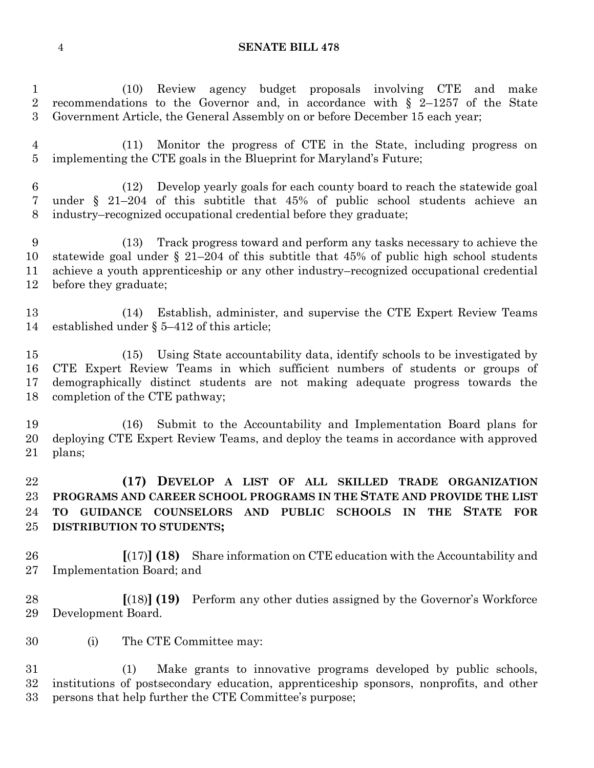(10) Review agency budget proposals involving CTE and make recommendations to the Governor and, in accordance with § 2–1257 of the State Government Article, the General Assembly on or before December 15 each year;

(11) Monitor the progress of CTE in the State, including progress on implementing the CTE goals in the Blueprint for Maryland's Future;

(12) Develop yearly goals for each county board to reach the statewide goal under § 21–204 of this subtitle that 45% of public school students achieve an industry–recognized occupational credential before they graduate;

(13) Track progress toward and perform any tasks necessary to achieve the statewide goal under § 21–204 of this subtitle that 45% of public high school students achieve a youth apprenticeship or any other industry–recognized occupational credential before they graduate;

(14) Establish, administer, and supervise the CTE Expert Review Teams established under § 5–412 of this article;

(15) Using State accountability data, identify schools to be investigated by CTE Expert Review Teams in which sufficient numbers of students or groups of demographically distinct students are not making adequate progress towards the completion of the CTE pathway;

(16) Submit to the Accountability and Implementation Board plans for deploying CTE Expert Review Teams, and deploy the teams in accordance with approved plans;

**(17) DEVELOP A LIST OF ALL SKILLED TRADE ORGANIZATION PROGRAMS AND CAREER SCHOOL PROGRAMS IN THE STATE AND PROVIDE THE LIST TO GUIDANCE COUNSELORS AND PUBLIC SCHOOLS IN THE STATE FOR DISTRIBUTION TO STUDENTS;**

**[**(17)**] (18)** Share information on CTE education with the Accountability and Implementation Board; and

**[**(18)**] (19)** Perform any other duties assigned by the Governor's Workforce Development Board.

(i) The CTE Committee may:

(1) Make grants to innovative programs developed by public schools, institutions of postsecondary education, apprenticeship sponsors, nonprofits, and other persons that help further the CTE Committee's purpose;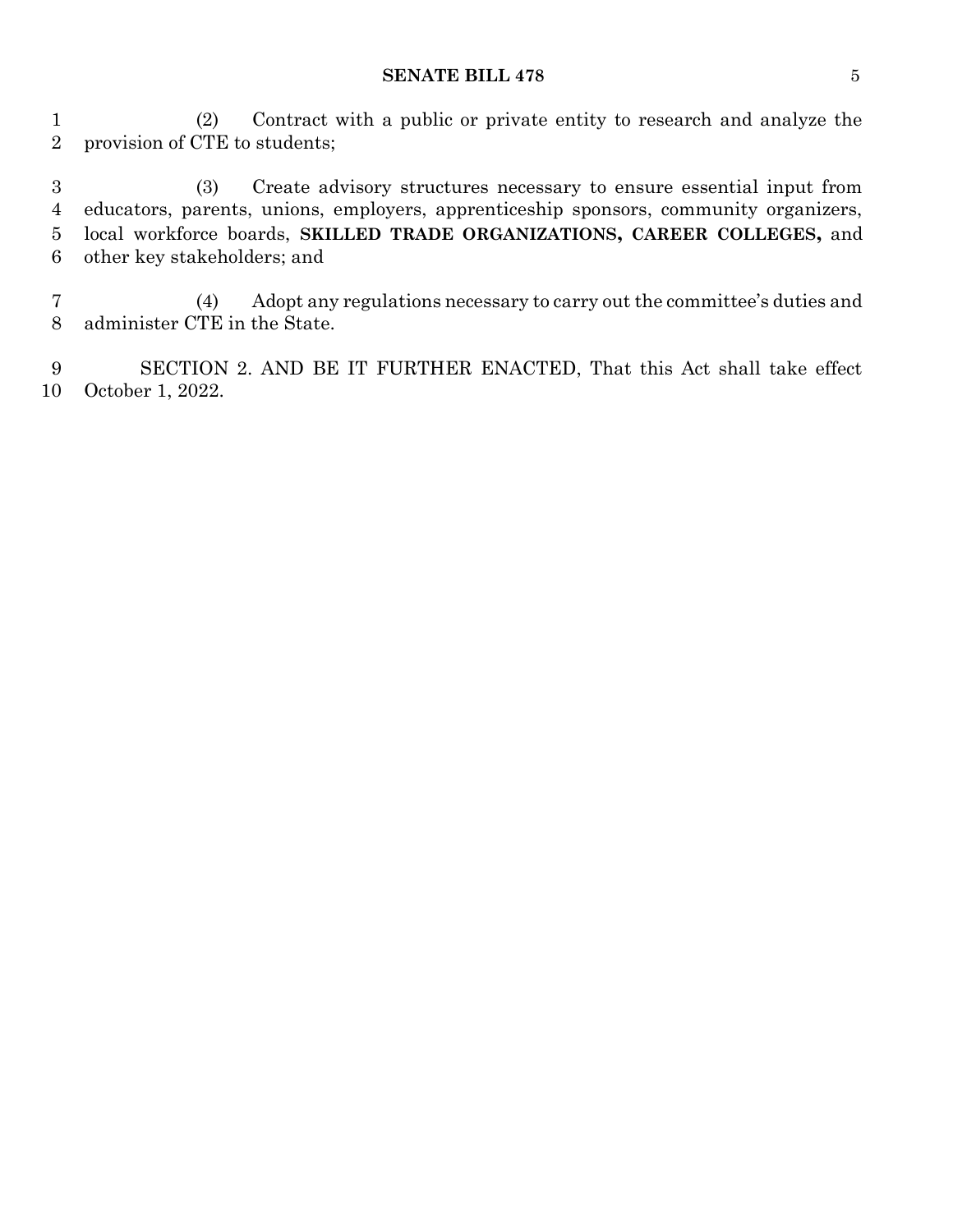(2) Contract with a public or private entity to research and analyze the provision of CTE to students;

(3) Create advisory structures necessary to ensure essential input from educators, parents, unions, employers, apprenticeship sponsors, community organizers, local workforce boards, **SKILLED TRADE ORGANIZATIONS, CAREER COLLEGES,** and other key stakeholders; and

(4) Adopt any regulations necessary to carry out the committee's duties and administer CTE in the State.

SECTION 2. AND BE IT FURTHER ENACTED, That this Act shall take effect October 1, 2022.